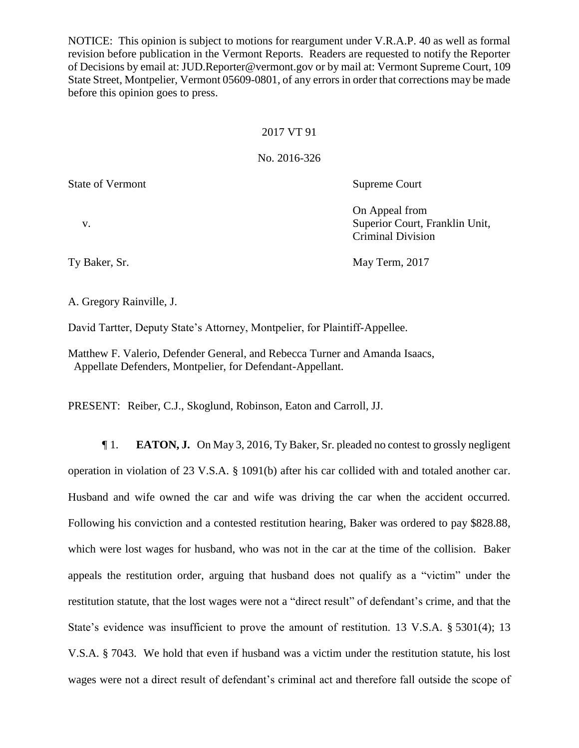NOTICE: This opinion is subject to motions for reargument under V.R.A.P. 40 as well as formal revision before publication in the Vermont Reports. Readers are requested to notify the Reporter of Decisions by email at: JUD.Reporter@vermont.gov or by mail at: Vermont Supreme Court, 109 State Street, Montpelier, Vermont 05609-0801, of any errors in order that corrections may be made before this opinion goes to press.

2017 VT 91

No. 2016-326

| State of Vermont | Supreme Court |
|---|---|
| v. | On Appeal from Superior Court, Franklin Unit, Criminal Division |
| Ty Baker, Sr. | May Term, 2017 |

A. Gregory Rainville, J.

David Tartter, Deputy State's Attorney, Montpelier, for Plaintiff-Appellee.

Matthew F. Valerio, Defender General, and Rebecca Turner and Amanda Isaacs, Appellate Defenders, Montpelier, for Defendant-Appellant.

PRESENT: Reiber, C.J., Skoglund, Robinson, Eaton and Carroll, JJ.

¶ 1. **EATON, J.** On May 3, 2016, Ty Baker, Sr. pleaded no contest to grossly negligent operation in violation of 23 V.S.A. § 1091(b) after his car collided with and totaled another car. Husband and wife owned the car and wife was driving the car when the accident occurred. Following his conviction and a contested restitution hearing, Baker was ordered to pay $828.88, which were lost wages for husband, who was not in the car at the time of the collision. Baker appeals the restitution order, arguing that husband does not qualify as a "victim" under the restitution statute, that the lost wages were not a "direct result" of defendant's crime, and that the State's evidence was insufficient to prove the amount of restitution. 13 V.S.A. § 5301(4); 13 V.S.A. § 7043. We hold that even if husband was a victim under the restitution statute, his lost wages were not a direct result of defendant's criminal act and therefore fall outside the scope of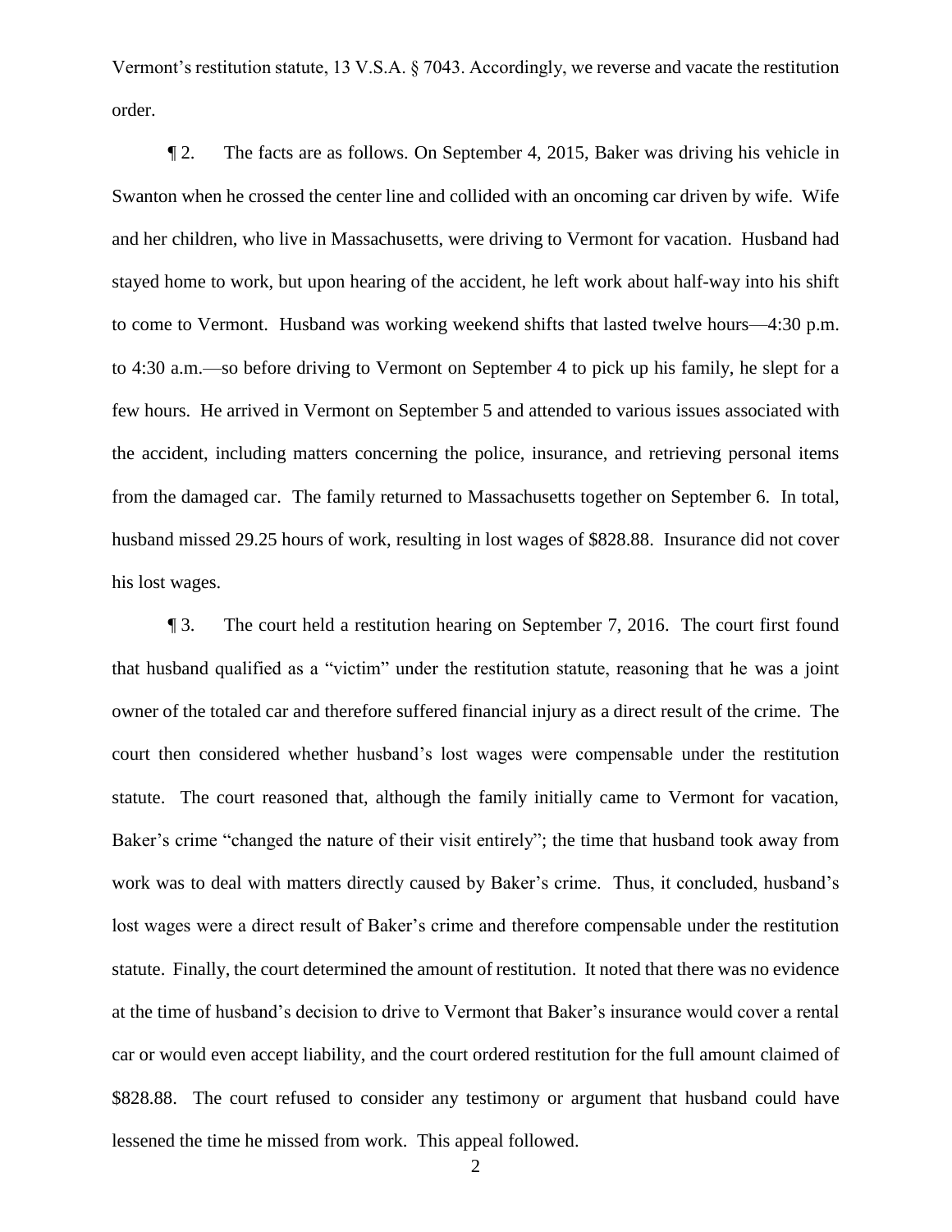Vermont's restitution statute, 13 V.S.A. § 7043. Accordingly, we reverse and vacate the restitution order.

¶ 2. The facts are as follows. On September 4, 2015, Baker was driving his vehicle in Swanton when he crossed the center line and collided with an oncoming car driven by wife. Wife and her children, who live in Massachusetts, were driving to Vermont for vacation. Husband had stayed home to work, but upon hearing of the accident, he left work about half-way into his shift to come to Vermont. Husband was working weekend shifts that lasted twelve hours—4:30 p.m. to 4:30 a.m.—so before driving to Vermont on September 4 to pick up his family, he slept for a few hours. He arrived in Vermont on September 5 and attended to various issues associated with the accident, including matters concerning the police, insurance, and retrieving personal items from the damaged car. The family returned to Massachusetts together on September 6. In total, husband missed 29.25 hours of work, resulting in lost wages of $828.88. Insurance did not cover his lost wages.

¶ 3. The court held a restitution hearing on September 7, 2016. The court first found that husband qualified as a "victim" under the restitution statute, reasoning that he was a joint owner of the totaled car and therefore suffered financial injury as a direct result of the crime. The court then considered whether husband's lost wages were compensable under the restitution statute. The court reasoned that, although the family initially came to Vermont for vacation, Baker's crime "changed the nature of their visit entirely"; the time that husband took away from work was to deal with matters directly caused by Baker's crime. Thus, it concluded, husband's lost wages were a direct result of Baker's crime and therefore compensable under the restitution statute. Finally, the court determined the amount of restitution. It noted that there was no evidence at the time of husband's decision to drive to Vermont that Baker's insurance would cover a rental car or would even accept liability, and the court ordered restitution for the full amount claimed of $828.88. The court refused to consider any testimony or argument that husband could have lessened the time he missed from work. This appeal followed.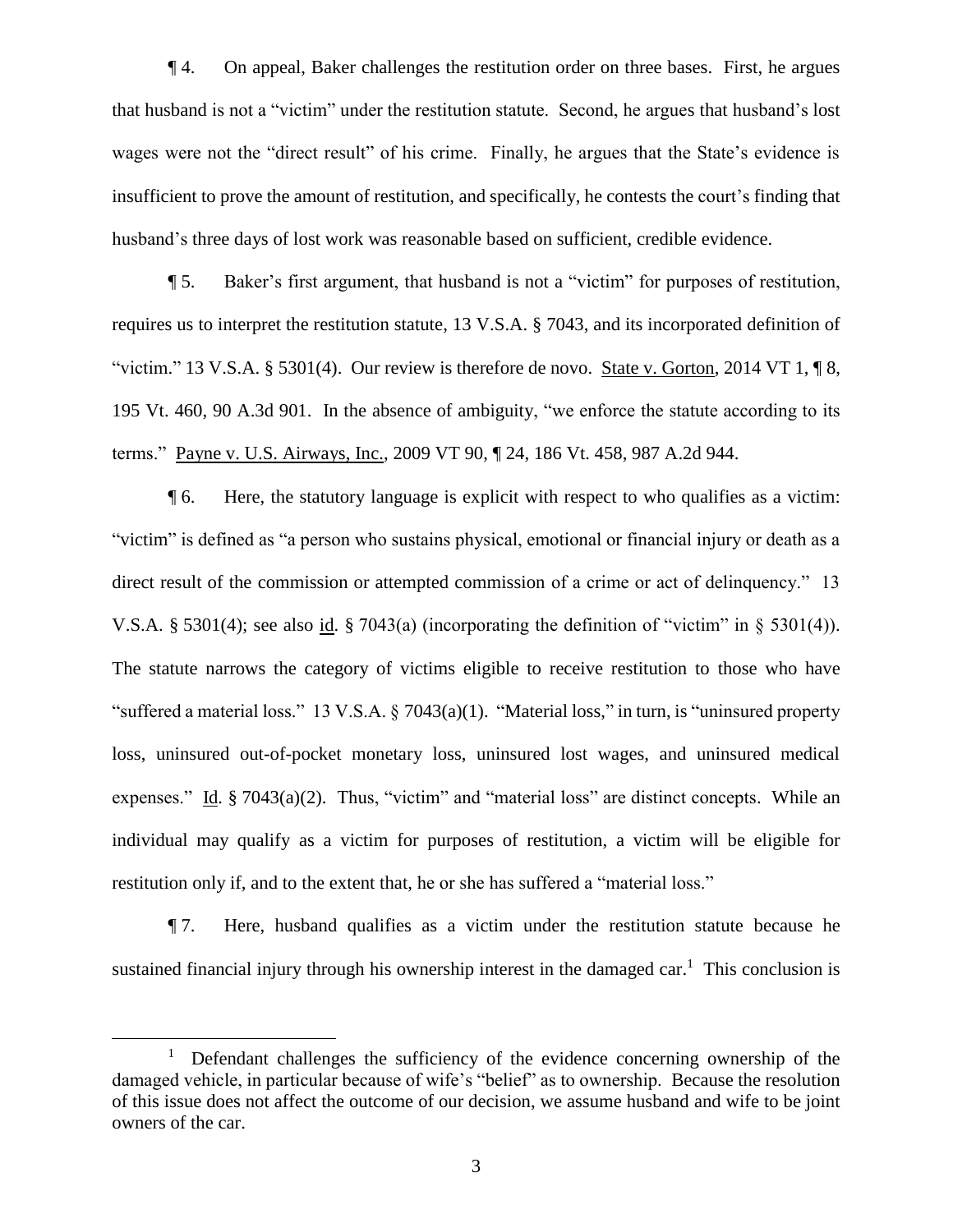¶ 4. On appeal, Baker challenges the restitution order on three bases. First, he argues that husband is not a "victim" under the restitution statute. Second, he argues that husband's lost wages were not the "direct result" of his crime. Finally, he argues that the State's evidence is insufficient to prove the amount of restitution, and specifically, he contests the court's finding that husband's three days of lost work was reasonable based on sufficient, credible evidence.

¶ 5. Baker's first argument, that husband is not a "victim" for purposes of restitution, requires us to interpret the restitution statute, 13 V.S.A. § 7043, and its incorporated definition of "victim." 13 V.S.A. § 5301(4). Our review is therefore de novo. State v. Gorton, 2014 VT 1, ¶ 8, 195 Vt. 460, 90 A.3d 901. In the absence of ambiguity, "we enforce the statute according to its terms." Payne v. U.S. Airways, Inc., 2009 VT 90, ¶ 24, 186 Vt. 458, 987 A.2d 944.

¶ 6. Here, the statutory language is explicit with respect to who qualifies as a victim: "victim" is defined as "a person who sustains physical, emotional or financial injury or death as a direct result of the commission or attempted commission of a crime or act of delinquency." 13 V.S.A. § 5301(4); see also id. § 7043(a) (incorporating the definition of "victim" in § 5301(4)). The statute narrows the category of victims eligible to receive restitution to those who have "suffered a material loss." 13 V.S.A. § 7043(a)(1). "Material loss," in turn, is "uninsured property loss, uninsured out-of-pocket monetary loss, uninsured lost wages, and uninsured medical expenses." Id. § 7043(a)(2). Thus, "victim" and "material loss" are distinct concepts. While an individual may qualify as a victim for purposes of restitution, a victim will be eligible for restitution only if, and to the extent that, he or she has suffered a "material loss."

¶ 7. Here, husband qualifies as a victim under the restitution statute because he sustained financial injury through his ownership interest in the damaged car.[1] This conclusion is

[1] Defendant challenges the sufficiency of the evidence concerning ownership of the damaged vehicle, in particular because of wife's "belief" as to ownership. Because the resolution of this issue does not affect the outcome of our decision, we assume husband and wife to be joint owners of the car.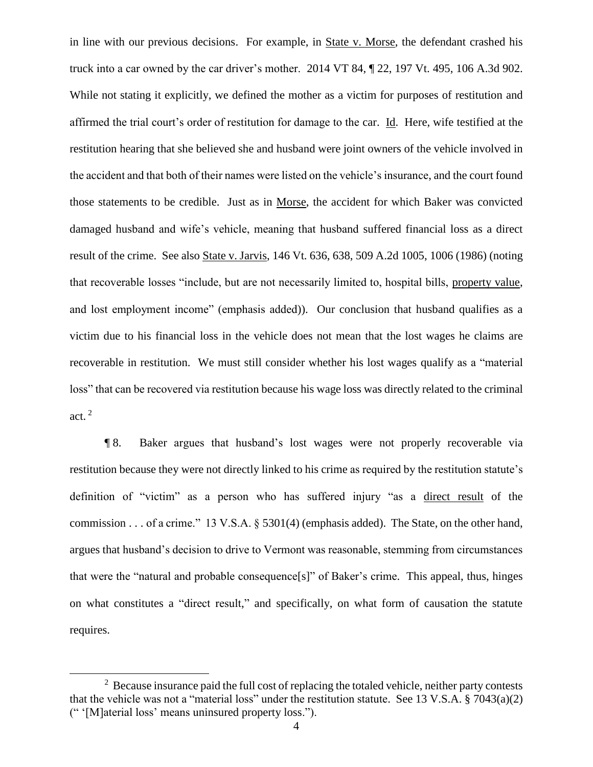in line with our previous decisions. For example, in State v. Morse, the defendant crashed his truck into a car owned by the car driver's mother. 2014 VT 84, ¶ 22, 197 Vt. 495, 106 A.3d 902. While not stating it explicitly, we defined the mother as a victim for purposes of restitution and affirmed the trial court's order of restitution for damage to the car. Id. Here, wife testified at the restitution hearing that she believed she and husband were joint owners of the vehicle involved in the accident and that both of their names were listed on the vehicle's insurance, and the court found those statements to be credible. Just as in Morse, the accident for which Baker was convicted damaged husband and wife's vehicle, meaning that husband suffered financial loss as a direct result of the crime. See also State v. Jarvis, 146 Vt. 636, 638, 509 A.2d 1005, 1006 (1986) (noting that recoverable losses "include, but are not necessarily limited to, hospital bills, property value, and lost employment income" (emphasis added)). Our conclusion that husband qualifies as a victim due to his financial loss in the vehicle does not mean that the lost wages he claims are recoverable in restitution. We must still consider whether his lost wages qualify as a "material loss" that can be recovered via restitution because his wage loss was directly related to the criminal act. [2]

¶ 8. Baker argues that husband's lost wages were not properly recoverable via restitution because they were not directly linked to his crime as required by the restitution statute's definition of "victim" as a person who has suffered injury "as a direct result of the commission . . . of a crime." 13 V.S.A. § 5301(4) (emphasis added). The State, on the other hand, argues that husband's decision to drive to Vermont was reasonable, stemming from circumstances that were the "natural and probable consequence[s]" of Baker's crime. This appeal, thus, hinges on what constitutes a "direct result," and specifically, on what form of causation the statute requires.

---

[2] Because insurance paid the full cost of replacing the totaled vehicle, neither party contests that the vehicle was not a "material loss" under the restitution statute. See 13 V.S.A. § 7043(a)(2) (" '[M]aterial loss' means uninsured property loss.").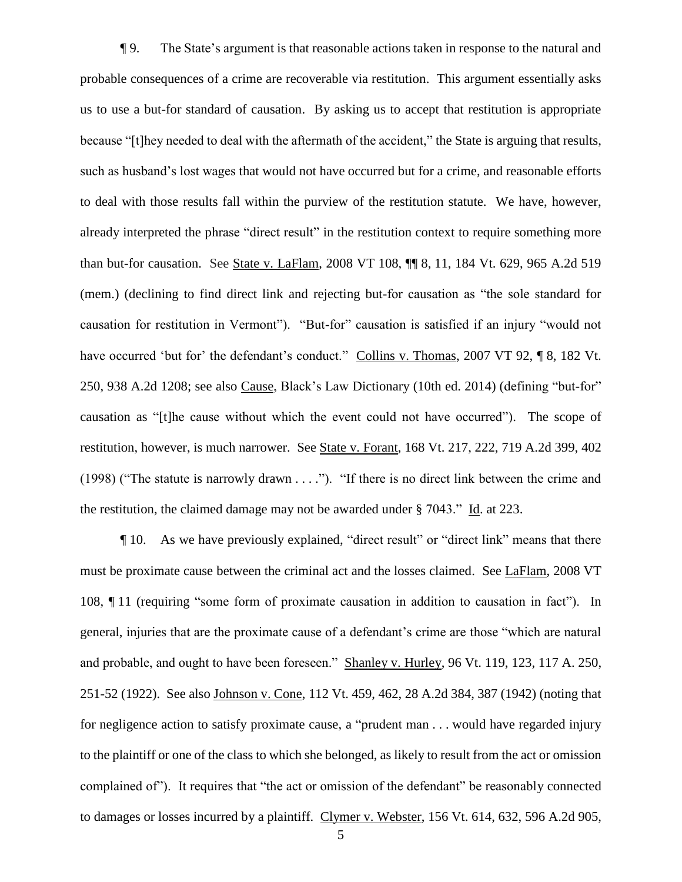¶ 9. The State's argument is that reasonable actions taken in response to the natural and probable consequences of a crime are recoverable via restitution. This argument essentially asks us to use a but-for standard of causation. By asking us to accept that restitution is appropriate because "[t]hey needed to deal with the aftermath of the accident," the State is arguing that results, such as husband's lost wages that would not have occurred but for a crime, and reasonable efforts to deal with those results fall within the purview of the restitution statute. We have, however, already interpreted the phrase "direct result" in the restitution context to require something more than but-for causation. See State v. LaFlam, 2008 VT 108, ¶¶ 8, 11, 184 Vt. 629, 965 A.2d 519 (mem.) (declining to find direct link and rejecting but-for causation as "the sole standard for causation for restitution in Vermont"). "But-for" causation is satisfied if an injury "would not have occurred 'but for' the defendant's conduct." Collins v. Thomas, 2007 VT 92, ¶ 8, 182 Vt. 250, 938 A.2d 1208; see also Cause, Black's Law Dictionary (10th ed. 2014) (defining "but-for" causation as "[t]he cause without which the event could not have occurred"). The scope of restitution, however, is much narrower. See State v. Forant, 168 Vt. 217, 222, 719 A.2d 399, 402 (1998) ("The statute is narrowly drawn . . . ."). "If there is no direct link between the crime and the restitution, the claimed damage may not be awarded under § 7043." Id. at 223.

¶ 10. As we have previously explained, "direct result" or "direct link" means that there must be proximate cause between the criminal act and the losses claimed. See LaFlam, 2008 VT 108, ¶ 11 (requiring "some form of proximate causation in addition to causation in fact"). In general, injuries that are the proximate cause of a defendant's crime are those "which are natural and probable, and ought to have been foreseen." Shanley v. Hurley, 96 Vt. 119, 123, 117 A. 250, 251-52 (1922). See also Johnson v. Cone, 112 Vt. 459, 462, 28 A.2d 384, 387 (1942) (noting that for negligence action to satisfy proximate cause, a "prudent man . . . would have regarded injury to the plaintiff or one of the class to which she belonged, as likely to result from the act or omission complained of"). It requires that "the act or omission of the defendant" be reasonably connected to damages or losses incurred by a plaintiff. Clymer v. Webster, 156 Vt. 614, 632, 596 A.2d 905,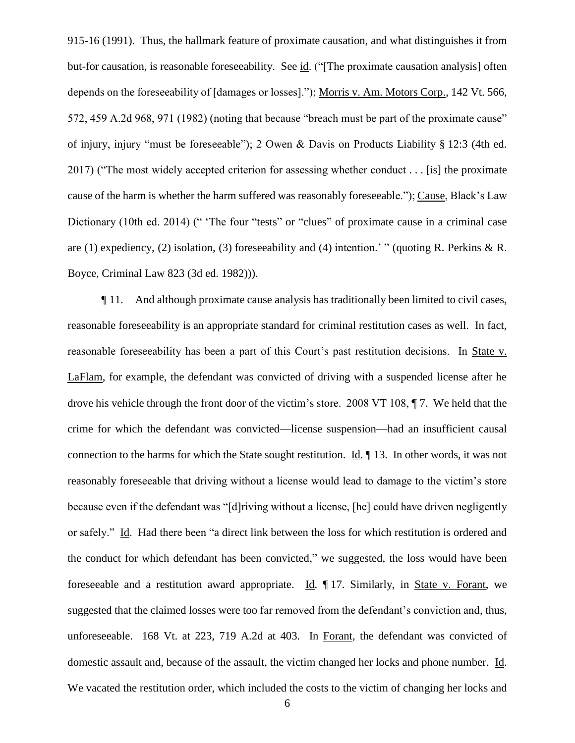915-16 (1991). Thus, the hallmark feature of proximate causation, and what distinguishes it from but-for causation, is reasonable foreseeability. See id. ("[The proximate causation analysis] often depends on the foreseeability of [damages or losses]."); Morris v. Am. Motors Corp., 142 Vt. 566, 572, 459 A.2d 968, 971 (1982) (noting that because "breach must be part of the proximate cause" of injury, injury "must be foreseeable"); 2 Owen & Davis on Products Liability § 12:3 (4th ed. 2017) ("The most widely accepted criterion for assessing whether conduct . . . [is] the proximate cause of the harm is whether the harm suffered was reasonably foreseeable."); Cause, Black's Law Dictionary (10th ed. 2014) (" 'The four "tests" or "clues" of proximate cause in a criminal case are (1) expediency, (2) isolation, (3) foreseeability and (4) intention.' " (quoting R. Perkins & R. Boyce, Criminal Law 823 (3d ed. 1982))).

¶ 11. And although proximate cause analysis has traditionally been limited to civil cases, reasonable foreseeability is an appropriate standard for criminal restitution cases as well. In fact, reasonable foreseeability has been a part of this Court's past restitution decisions. In State v. LaFlam, for example, the defendant was convicted of driving with a suspended license after he drove his vehicle through the front door of the victim's store. 2008 VT 108, ¶ 7. We held that the crime for which the defendant was convicted—license suspension—had an insufficient causal connection to the harms for which the State sought restitution. Id. ¶ 13. In other words, it was not reasonably foreseeable that driving without a license would lead to damage to the victim's store because even if the defendant was "[d]riving without a license, [he] could have driven negligently or safely." Id. Had there been "a direct link between the loss for which restitution is ordered and the conduct for which defendant has been convicted," we suggested, the loss would have been foreseeable and a restitution award appropriate. Id. ¶ 17. Similarly, in State v. Forant, we suggested that the claimed losses were too far removed from the defendant's conviction and, thus, unforeseeable. 168 Vt. at 223, 719 A.2d at 403. In Forant, the defendant was convicted of domestic assault and, because of the assault, the victim changed her locks and phone number. Id. We vacated the restitution order, which included the costs to the victim of changing her locks and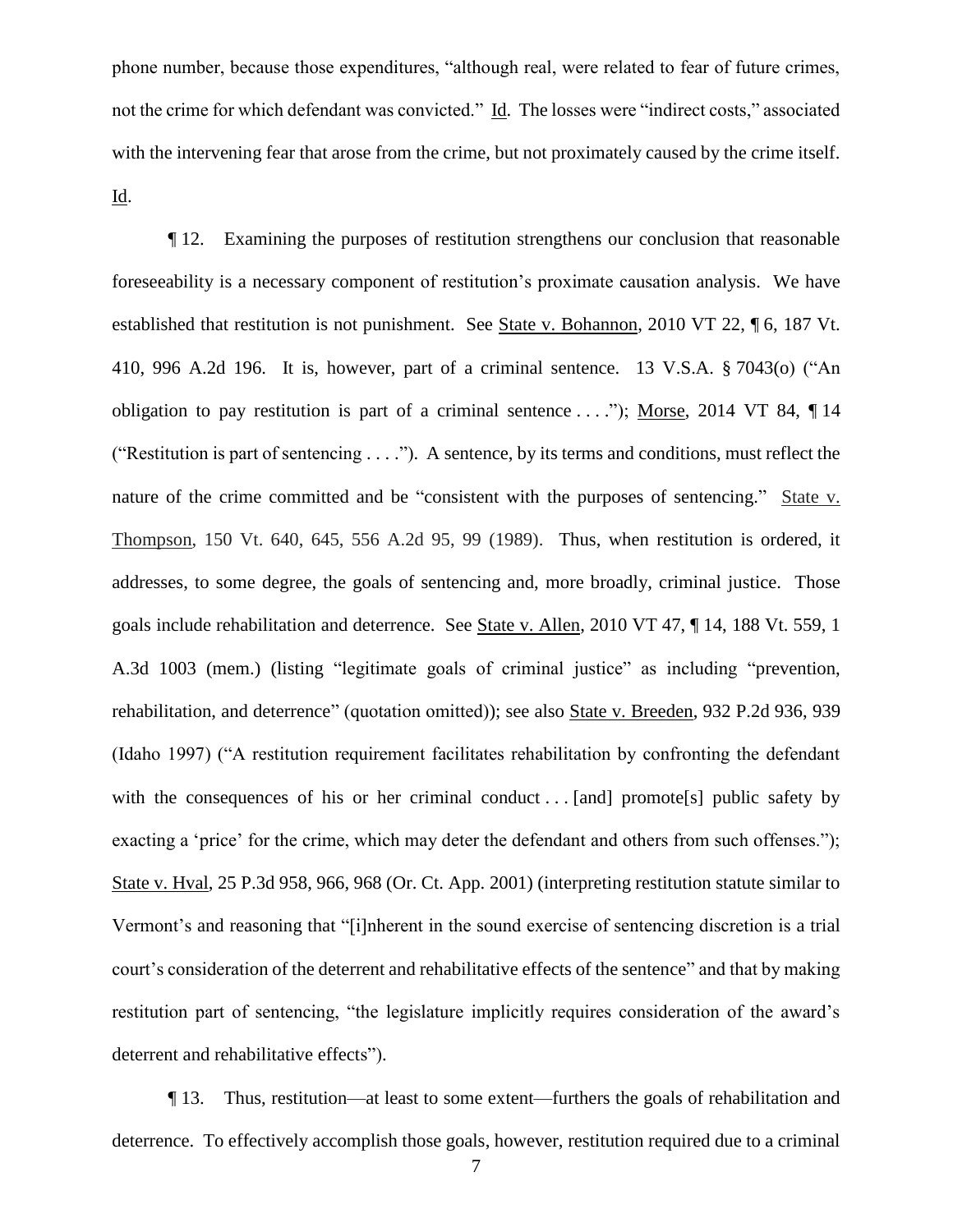phone number, because those expenditures, "although real, were related to fear of future crimes, not the crime for which defendant was convicted." Id. The losses were "indirect costs," associated with the intervening fear that arose from the crime, but not proximately caused by the crime itself. Id.

¶ 12. Examining the purposes of restitution strengthens our conclusion that reasonable foreseeability is a necessary component of restitution's proximate causation analysis. We have established that restitution is not punishment. See State v. Bohannon, 2010 VT 22, ¶ 6, 187 Vt. 410, 996 A.2d 196. It is, however, part of a criminal sentence. 13 V.S.A. § 7043(o) ("An obligation to pay restitution is part of a criminal sentence . . . ."); Morse, 2014 VT 84, ¶ 14 ("Restitution is part of sentencing . . . ."). A sentence, by its terms and conditions, must reflect the nature of the crime committed and be "consistent with the purposes of sentencing." State v. Thompson, 150 Vt. 640, 645, 556 A.2d 95, 99 (1989). Thus, when restitution is ordered, it addresses, to some degree, the goals of sentencing and, more broadly, criminal justice. Those goals include rehabilitation and deterrence. See State v. Allen, 2010 VT 47, ¶ 14, 188 Vt. 559, 1 A.3d 1003 (mem.) (listing "legitimate goals of criminal justice" as including "prevention, rehabilitation, and deterrence" (quotation omitted)); see also State v. Breeden, 932 P.2d 936, 939 (Idaho 1997) ("A restitution requirement facilitates rehabilitation by confronting the defendant with the consequences of his or her criminal conduct . . . [and] promote[s] public safety by exacting a 'price' for the crime, which may deter the defendant and others from such offenses."); State v. Hval, 25 P.3d 958, 966, 968 (Or. Ct. App. 2001) (interpreting restitution statute similar to Vermont's and reasoning that "[i]nherent in the sound exercise of sentencing discretion is a trial court's consideration of the deterrent and rehabilitative effects of the sentence" and that by making restitution part of sentencing, "the legislature implicitly requires consideration of the award's deterrent and rehabilitative effects").

¶ 13. Thus, restitution—at least to some extent—furthers the goals of rehabilitation and deterrence. To effectively accomplish those goals, however, restitution required due to a criminal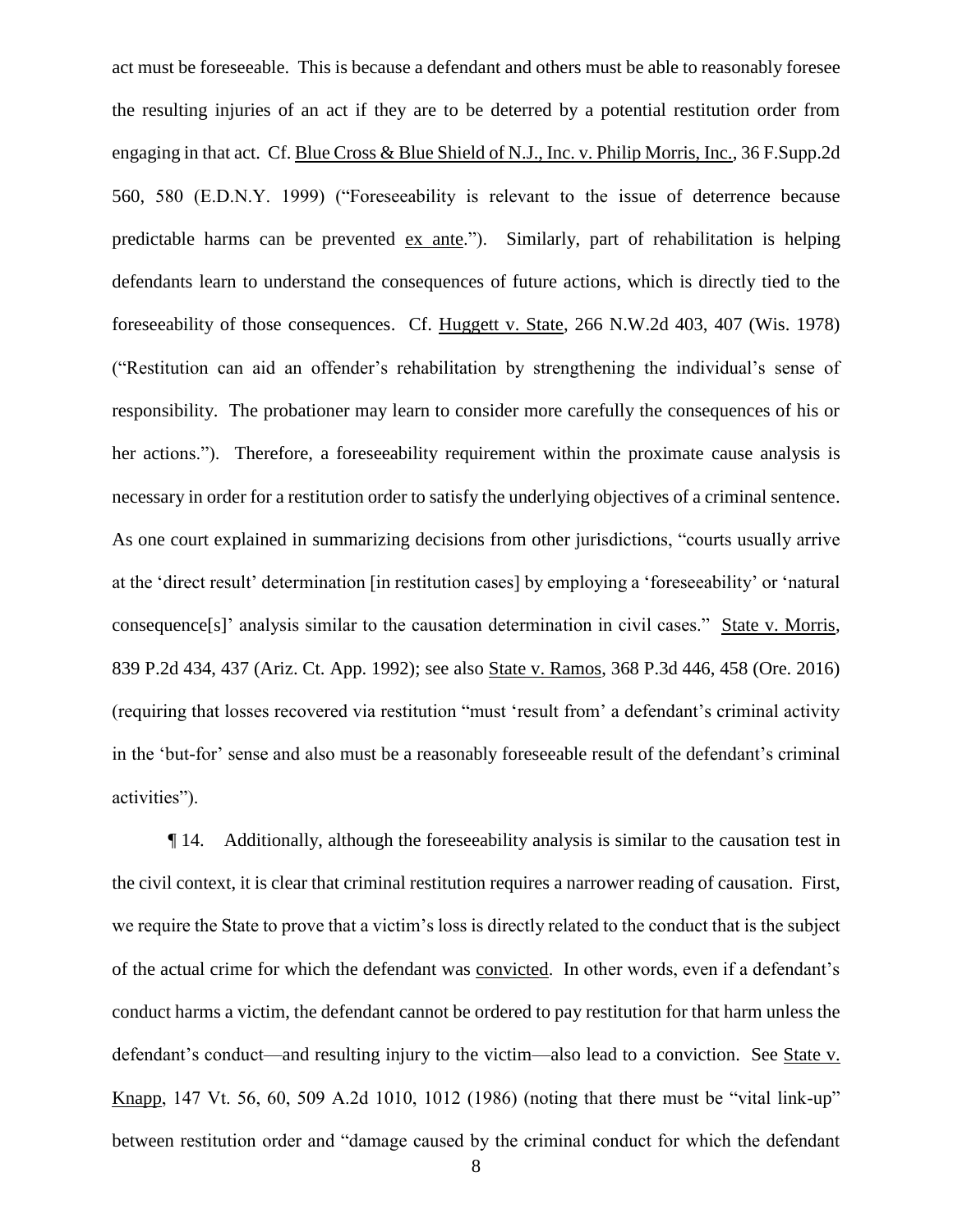act must be foreseeable. This is because a defendant and others must be able to reasonably foresee the resulting injuries of an act if they are to be deterred by a potential restitution order from engaging in that act. Cf. Blue Cross & Blue Shield of N.J., Inc. v. Philip Morris, Inc., 36 F.Supp.2d 560, 580 (E.D.N.Y. 1999) ("Foreseeability is relevant to the issue of deterrence because predictable harms can be prevented ex ante."). Similarly, part of rehabilitation is helping defendants learn to understand the consequences of future actions, which is directly tied to the foreseeability of those consequences. Cf. Huggett v. State, 266 N.W.2d 403, 407 (Wis. 1978) ("Restitution can aid an offender's rehabilitation by strengthening the individual's sense of responsibility. The probationer may learn to consider more carefully the consequences of his or her actions."). Therefore, a foreseeability requirement within the proximate cause analysis is necessary in order for a restitution order to satisfy the underlying objectives of a criminal sentence. As one court explained in summarizing decisions from other jurisdictions, "courts usually arrive at the 'direct result' determination [in restitution cases] by employing a 'foreseeability' or 'natural consequence[s]' analysis similar to the causation determination in civil cases." State v. Morris, 839 P.2d 434, 437 (Ariz. Ct. App. 1992); see also State v. Ramos, 368 P.3d 446, 458 (Ore. 2016) (requiring that losses recovered via restitution "must 'result from' a defendant's criminal activity in the 'but-for' sense and also must be a reasonably foreseeable result of the defendant's criminal activities").

¶ 14. Additionally, although the foreseeability analysis is similar to the causation test in the civil context, it is clear that criminal restitution requires a narrower reading of causation. First, we require the State to prove that a victim's loss is directly related to the conduct that is the subject of the actual crime for which the defendant was convicted. In other words, even if a defendant's conduct harms a victim, the defendant cannot be ordered to pay restitution for that harm unless the defendant's conduct—and resulting injury to the victim—also lead to a conviction. See State v. Knapp, 147 Vt. 56, 60, 509 A.2d 1010, 1012 (1986) (noting that there must be "vital link-up" between restitution order and "damage caused by the criminal conduct for which the defendant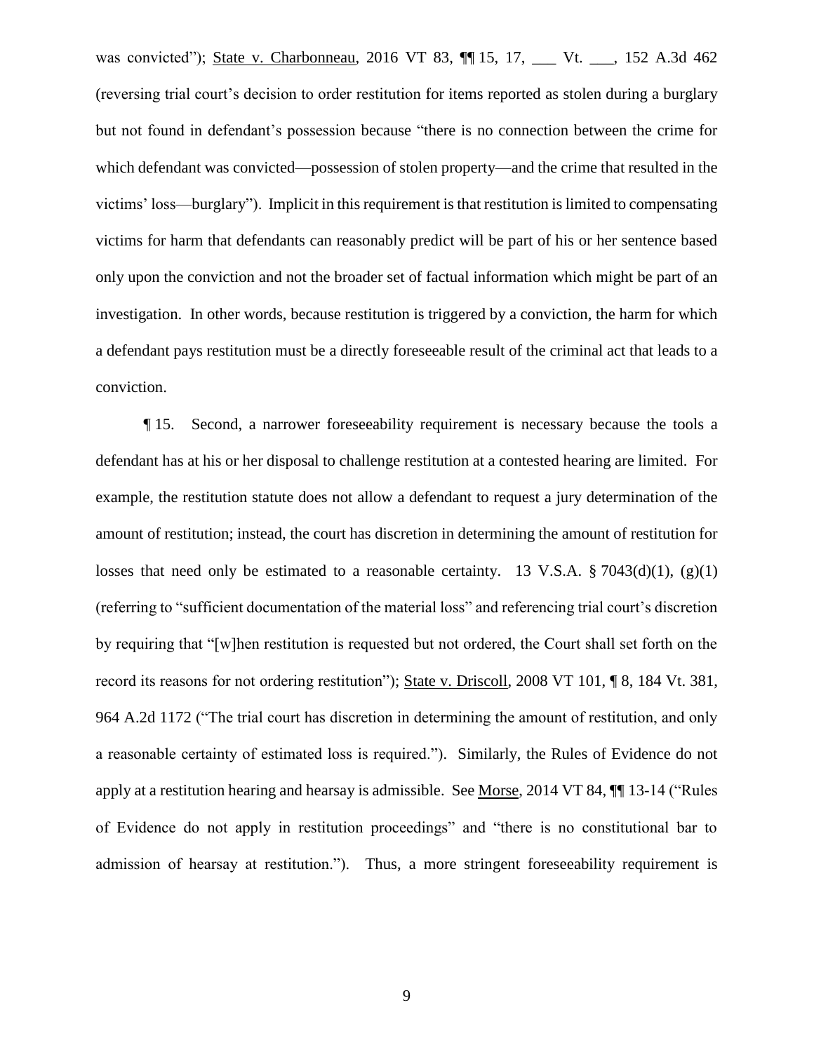was convicted"); State v. Charbonneau, 2016 VT 83, ¶¶ 15, 17, ___ Vt. ___, 152 A.3d 462 (reversing trial court's decision to order restitution for items reported as stolen during a burglary but not found in defendant's possession because "there is no connection between the crime for which defendant was convicted—possession of stolen property—and the crime that resulted in the victims' loss—burglary"). Implicit in this requirement is that restitution is limited to compensating victims for harm that defendants can reasonably predict will be part of his or her sentence based only upon the conviction and not the broader set of factual information which might be part of an investigation. In other words, because restitution is triggered by a conviction, the harm for which a defendant pays restitution must be a directly foreseeable result of the criminal act that leads to a conviction.

¶ 15. Second, a narrower foreseeability requirement is necessary because the tools a defendant has at his or her disposal to challenge restitution at a contested hearing are limited. For example, the restitution statute does not allow a defendant to request a jury determination of the amount of restitution; instead, the court has discretion in determining the amount of restitution for losses that need only be estimated to a reasonable certainty. 13 V.S.A. § 7043(d)(1), (g)(1) (referring to "sufficient documentation of the material loss" and referencing trial court's discretion by requiring that "[w]hen restitution is requested but not ordered, the Court shall set forth on the record its reasons for not ordering restitution"); State v. Driscoll, 2008 VT 101, ¶ 8, 184 Vt. 381, 964 A.2d 1172 ("The trial court has discretion in determining the amount of restitution, and only a reasonable certainty of estimated loss is required."). Similarly, the Rules of Evidence do not apply at a restitution hearing and hearsay is admissible. See Morse, 2014 VT 84, ¶¶ 13-14 ("Rules of Evidence do not apply in restitution proceedings" and "there is no constitutional bar to admission of hearsay at restitution."). Thus, a more stringent foreseeability requirement is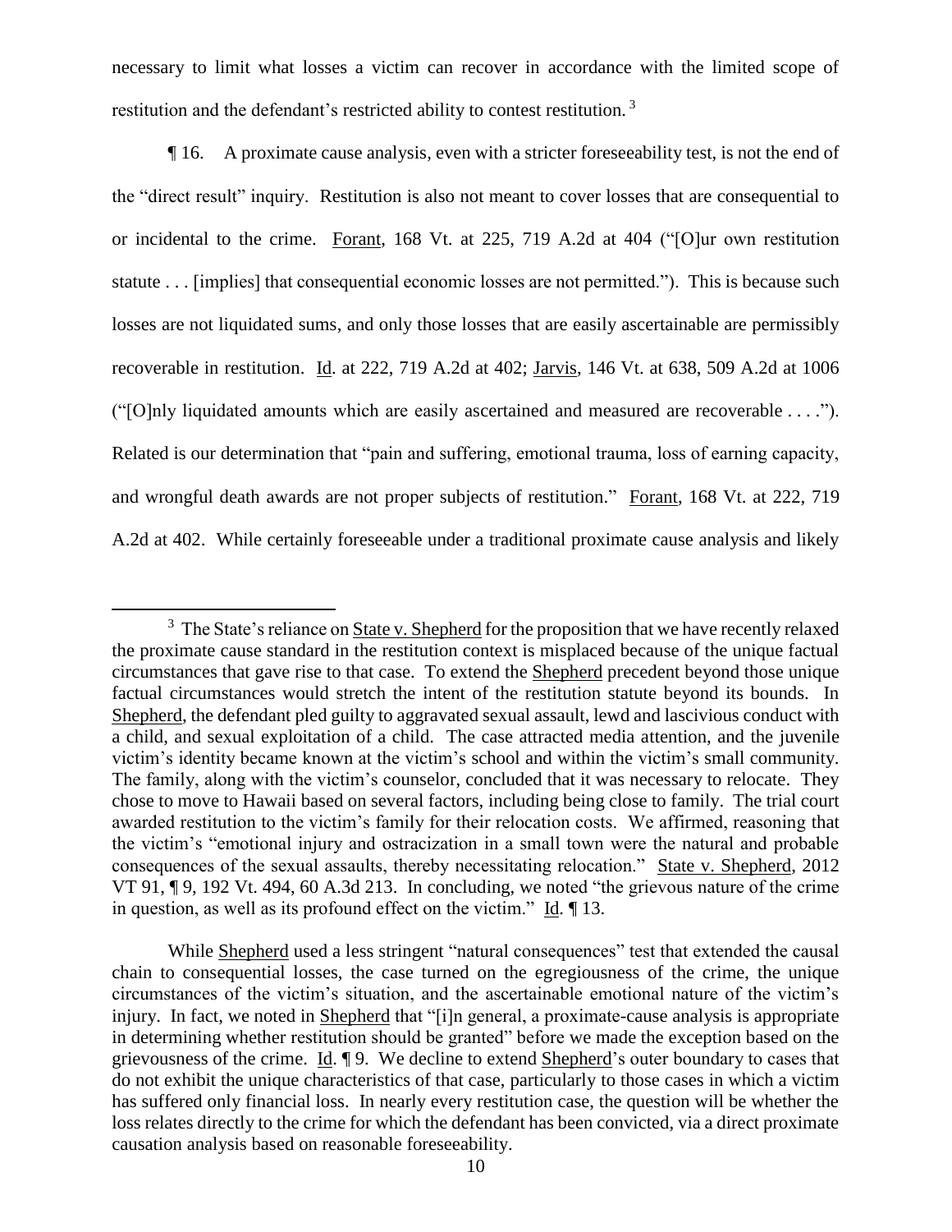necessary to limit what losses a victim can recover in accordance with the limited scope of restitution and the defendant's restricted ability to contest restitution.[3]

¶ 16. A proximate cause analysis, even with a stricter foreseeability test, is not the end of the "direct result" inquiry. Restitution is also not meant to cover losses that are consequential to or incidental to the crime. Forant, 168 Vt. at 225, 719 A.2d at 404 ("[O]ur own restitution statute . . . [implies] that consequential economic losses are not permitted."). This is because such losses are not liquidated sums, and only those losses that are easily ascertainable are permissibly recoverable in restitution. Id. at 222, 719 A.2d at 402; Jarvis, 146 Vt. at 638, 509 A.2d at 1006 ("[O]nly liquidated amounts which are easily ascertained and measured are recoverable . . . ."). Related is our determination that "pain and suffering, emotional trauma, loss of earning capacity, and wrongful death awards are not proper subjects of restitution." Forant, 168 Vt. at 222, 719 A.2d at 402. While certainly foreseeable under a traditional proximate cause analysis and likely

---

[3] The State's reliance on State v. Shepherd for the proposition that we have recently relaxed the proximate cause standard in the restitution context is misplaced because of the unique factual circumstances that gave rise to that case. To extend the Shepherd precedent beyond those unique factual circumstances would stretch the intent of the restitution statute beyond its bounds. In Shepherd, the defendant pled guilty to aggravated sexual assault, lewd and lascivious conduct with a child, and sexual exploitation of a child. The case attracted media attention, and the juvenile victim's identity became known at the victim's school and within the victim's small community. The family, along with the victim's counselor, concluded that it was necessary to relocate. They chose to move to Hawaii based on several factors, including being close to family. The trial court awarded restitution to the victim's family for their relocation costs. We affirmed, reasoning that the victim's "emotional injury and ostracization in a small town were the natural and probable consequences of the sexual assaults, thereby necessitating relocation." State v. Shepherd, 2012 VT 91, ¶ 9, 192 Vt. 494, 60 A.3d 213. In concluding, we noted "the grievous nature of the crime in question, as well as its profound effect on the victim." Id. ¶ 13.

While Shepherd used a less stringent "natural consequences" test that extended the causal chain to consequential losses, the case turned on the egregiousness of the crime, the unique circumstances of the victim's situation, and the ascertainable emotional nature of the victim's injury. In fact, we noted in Shepherd that "[i]n general, a proximate-cause analysis is appropriate in determining whether restitution should be granted" before we made the exception based on the grievousness of the crime. Id. ¶ 9. We decline to extend Shepherd's outer boundary to cases that do not exhibit the unique characteristics of that case, particularly to those cases in which a victim has suffered only financial loss. In nearly every restitution case, the question will be whether the loss relates directly to the crime for which the defendant has been convicted, via a direct proximate causation analysis based on reasonable foreseeability.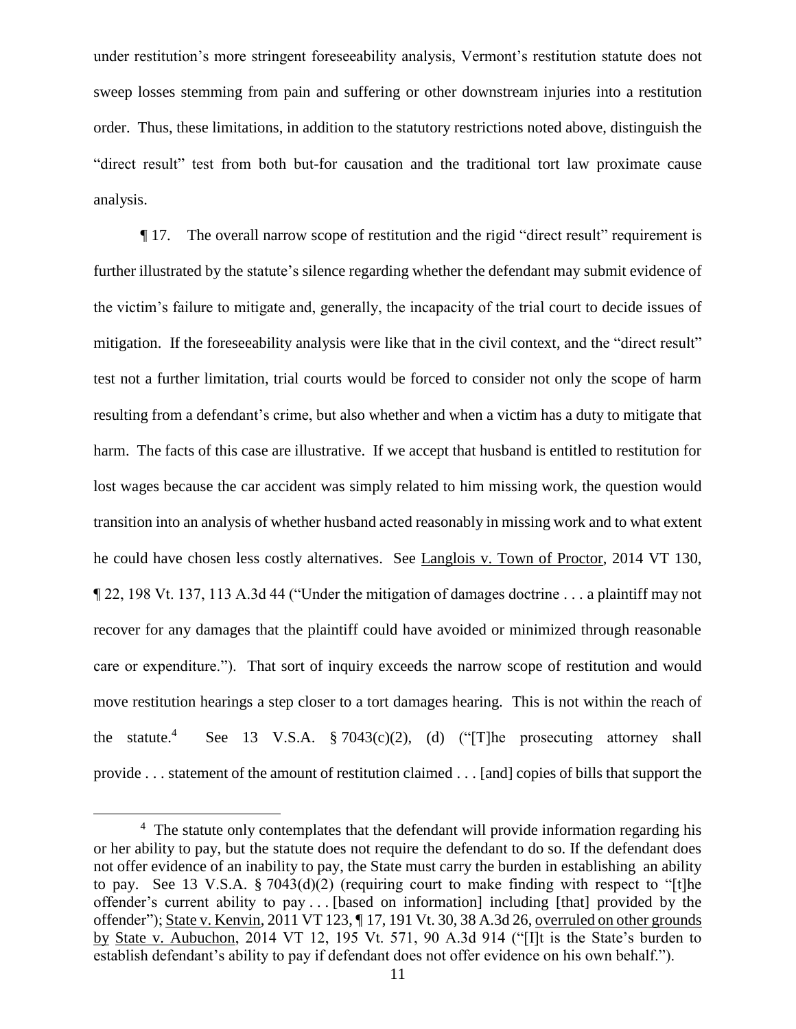under restitution's more stringent foreseeability analysis, Vermont's restitution statute does not sweep losses stemming from pain and suffering or other downstream injuries into a restitution order. Thus, these limitations, in addition to the statutory restrictions noted above, distinguish the "direct result" test from both but-for causation and the traditional tort law proximate cause analysis.

¶ 17. The overall narrow scope of restitution and the rigid "direct result" requirement is further illustrated by the statute's silence regarding whether the defendant may submit evidence of the victim's failure to mitigate and, generally, the incapacity of the trial court to decide issues of mitigation. If the foreseeability analysis were like that in the civil context, and the "direct result" test not a further limitation, trial courts would be forced to consider not only the scope of harm resulting from a defendant's crime, but also whether and when a victim has a duty to mitigate that harm. The facts of this case are illustrative. If we accept that husband is entitled to restitution for lost wages because the car accident was simply related to him missing work, the question would transition into an analysis of whether husband acted reasonably in missing work and to what extent he could have chosen less costly alternatives. See Langlois v. Town of Proctor, 2014 VT 130, ¶ 22, 198 Vt. 137, 113 A.3d 44 ("Under the mitigation of damages doctrine . . . a plaintiff may not recover for any damages that the plaintiff could have avoided or minimized through reasonable care or expenditure."). That sort of inquiry exceeds the narrow scope of restitution and would move restitution hearings a step closer to a tort damages hearing. This is not within the reach of the statute.[4] See 13 V.S.A. § 7043(c)(2), (d) ("[T]he prosecuting attorney shall provide . . . statement of the amount of restitution claimed . . . [and] copies of bills that support the

---

[4] The statute only contemplates that the defendant will provide information regarding his or her ability to pay, but the statute does not require the defendant to do so. If the defendant does not offer evidence of an inability to pay, the State must carry the burden in establishing an ability to pay. See 13 V.S.A. § 7043(d)(2) (requiring court to make finding with respect to "[t]he offender's current ability to pay . . . [based on information] including [that] provided by the offender"); State v. Kenvin, 2011 VT 123, ¶ 17, 191 Vt. 30, 38 A.3d 26, overruled on other grounds by State v. Aubuchon, 2014 VT 12, 195 Vt. 571, 90 A.3d 914 ("[I]t is the State's burden to establish defendant's ability to pay if defendant does not offer evidence on his own behalf.").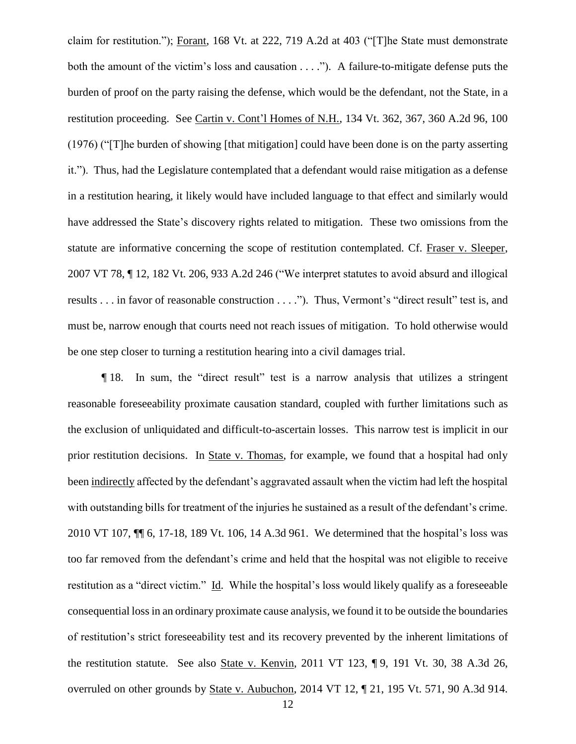claim for restitution."); Forant, 168 Vt. at 222, 719 A.2d at 403 ("[T]he State must demonstrate both the amount of the victim's loss and causation . . . ."). A failure-to-mitigate defense puts the burden of proof on the party raising the defense, which would be the defendant, not the State, in a restitution proceeding. See Cartin v. Cont'l Homes of N.H., 134 Vt. 362, 367, 360 A.2d 96, 100 (1976) ("[T]he burden of showing [that mitigation] could have been done is on the party asserting it."). Thus, had the Legislature contemplated that a defendant would raise mitigation as a defense in a restitution hearing, it likely would have included language to that effect and similarly would have addressed the State's discovery rights related to mitigation. These two omissions from the statute are informative concerning the scope of restitution contemplated. Cf. Fraser v. Sleeper, 2007 VT 78, ¶ 12, 182 Vt. 206, 933 A.2d 246 ("We interpret statutes to avoid absurd and illogical results . . . in favor of reasonable construction . . . ."). Thus, Vermont's "direct result" test is, and must be, narrow enough that courts need not reach issues of mitigation. To hold otherwise would be one step closer to turning a restitution hearing into a civil damages trial.

¶ 18. In sum, the "direct result" test is a narrow analysis that utilizes a stringent reasonable foreseeability proximate causation standard, coupled with further limitations such as the exclusion of unliquidated and difficult-to-ascertain losses. This narrow test is implicit in our prior restitution decisions. In State v. Thomas, for example, we found that a hospital had only been indirectly affected by the defendant's aggravated assault when the victim had left the hospital with outstanding bills for treatment of the injuries he sustained as a result of the defendant's crime. 2010 VT 107, ¶¶ 6, 17-18, 189 Vt. 106, 14 A.3d 961. We determined that the hospital's loss was too far removed from the defendant's crime and held that the hospital was not eligible to receive restitution as a "direct victim." Id. While the hospital's loss would likely qualify as a foreseeable consequential loss in an ordinary proximate cause analysis, we found it to be outside the boundaries of restitution's strict foreseeability test and its recovery prevented by the inherent limitations of the restitution statute. See also State v. Kenvin, 2011 VT 123, ¶ 9, 191 Vt. 30, 38 A.3d 26, overruled on other grounds by State v. Aubuchon, 2014 VT 12, ¶ 21, 195 Vt. 571, 90 A.3d 914.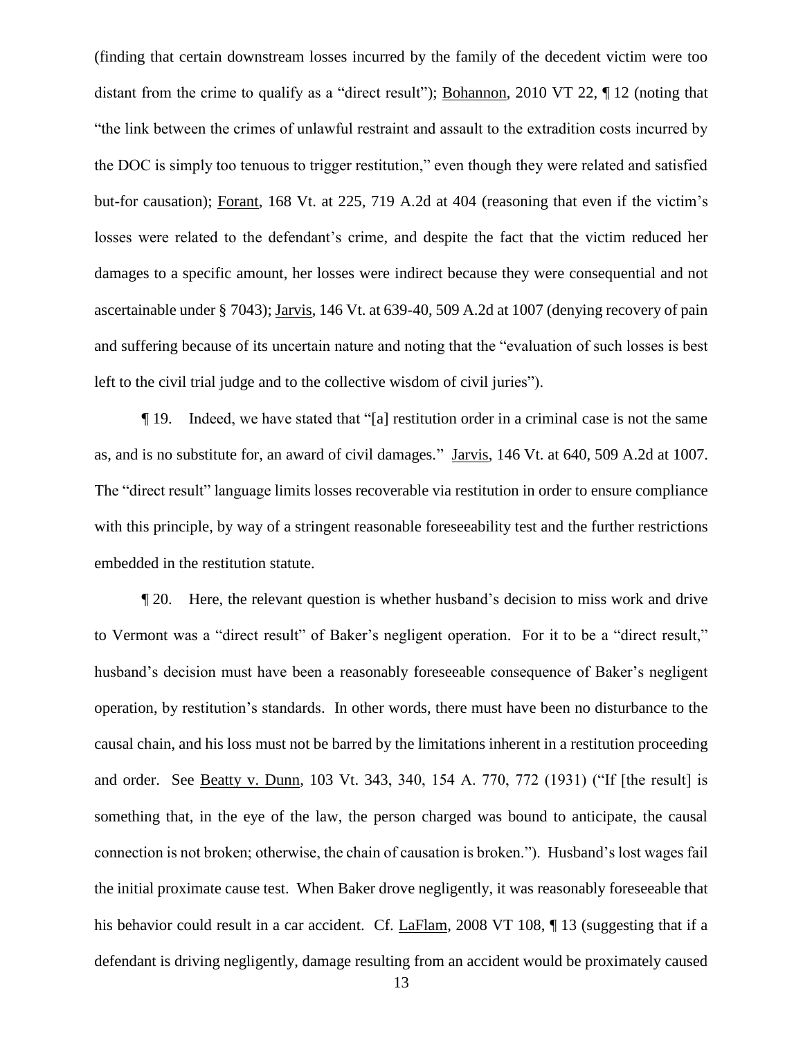(finding that certain downstream losses incurred by the family of the decedent victim were too distant from the crime to qualify as a "direct result"); Bohannon, 2010 VT 22, ¶ 12 (noting that "the link between the crimes of unlawful restraint and assault to the extradition costs incurred by the DOC is simply too tenuous to trigger restitution," even though they were related and satisfied but-for causation); Forant, 168 Vt. at 225, 719 A.2d at 404 (reasoning that even if the victim's losses were related to the defendant's crime, and despite the fact that the victim reduced her damages to a specific amount, her losses were indirect because they were consequential and not ascertainable under § 7043); Jarvis, 146 Vt. at 639-40, 509 A.2d at 1007 (denying recovery of pain and suffering because of its uncertain nature and noting that the "evaluation of such losses is best left to the civil trial judge and to the collective wisdom of civil juries").

¶ 19. Indeed, we have stated that "[a] restitution order in a criminal case is not the same as, and is no substitute for, an award of civil damages." Jarvis, 146 Vt. at 640, 509 A.2d at 1007. The "direct result" language limits losses recoverable via restitution in order to ensure compliance with this principle, by way of a stringent reasonable foreseeability test and the further restrictions embedded in the restitution statute.

¶ 20. Here, the relevant question is whether husband's decision to miss work and drive to Vermont was a "direct result" of Baker's negligent operation. For it to be a "direct result," husband's decision must have been a reasonably foreseeable consequence of Baker's negligent operation, by restitution's standards. In other words, there must have been no disturbance to the causal chain, and his loss must not be barred by the limitations inherent in a restitution proceeding and order. See Beatty v. Dunn, 103 Vt. 343, 340, 154 A. 770, 772 (1931) ("If [the result] is something that, in the eye of the law, the person charged was bound to anticipate, the causal connection is not broken; otherwise, the chain of causation is broken."). Husband's lost wages fail the initial proximate cause test. When Baker drove negligently, it was reasonably foreseeable that his behavior could result in a car accident. Cf. LaFlam, 2008 VT 108, ¶ 13 (suggesting that if a defendant is driving negligently, damage resulting from an accident would be proximately caused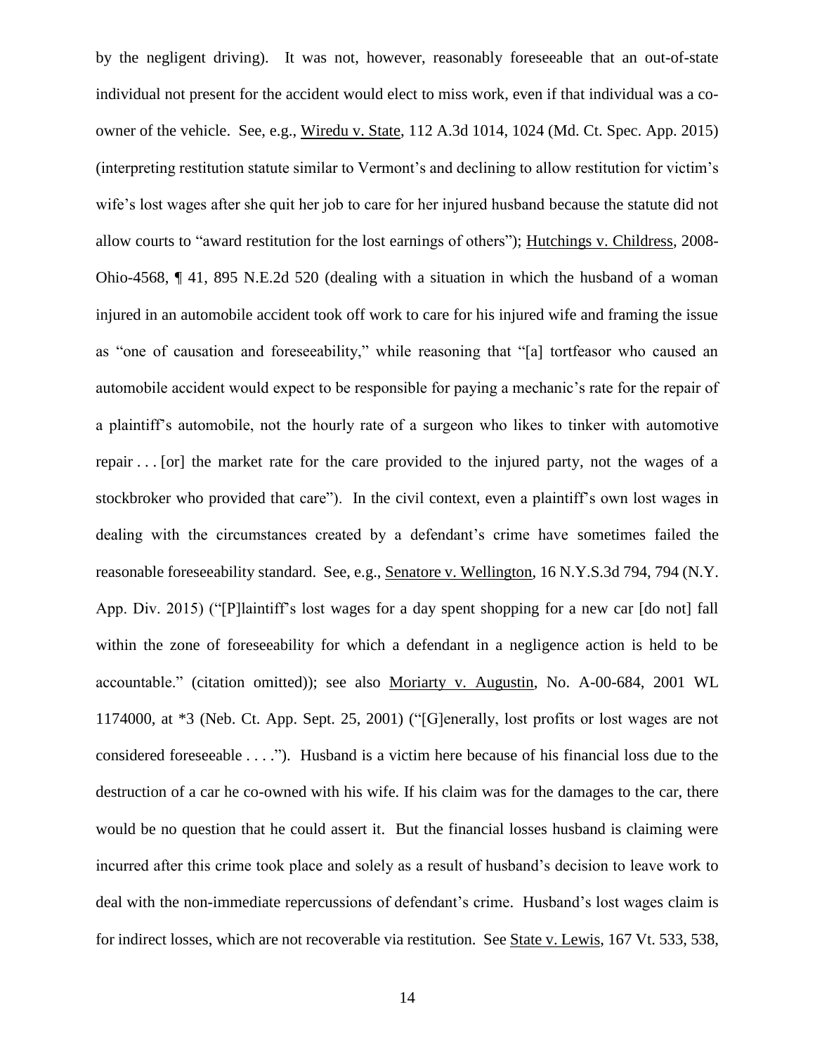by the negligent driving). It was not, however, reasonably foreseeable that an out-of-state individual not present for the accident would elect to miss work, even if that individual was a co-owner of the vehicle. See, e.g., Wiredu v. State, 112 A.3d 1014, 1024 (Md. Ct. Spec. App. 2015) (interpreting restitution statute similar to Vermont's and declining to allow restitution for victim's wife's lost wages after she quit her job to care for her injured husband because the statute did not allow courts to "award restitution for the lost earnings of others"); Hutchings v. Childress, 2008-Ohio-4568, ¶ 41, 895 N.E.2d 520 (dealing with a situation in which the husband of a woman injured in an automobile accident took off work to care for his injured wife and framing the issue as "one of causation and foreseeability," while reasoning that "[a] tortfeasor who caused an automobile accident would expect to be responsible for paying a mechanic's rate for the repair of a plaintiff's automobile, not the hourly rate of a surgeon who likes to tinker with automotive repair . . . [or] the market rate for the care provided to the injured party, not the wages of a stockbroker who provided that care"). In the civil context, even a plaintiff's own lost wages in dealing with the circumstances created by a defendant's crime have sometimes failed the reasonable foreseeability standard. See, e.g., Senatore v. Wellington, 16 N.Y.S.3d 794, 794 (N.Y. App. Div. 2015) ("[P]laintiff's lost wages for a day spent shopping for a new car [do not] fall within the zone of foreseeability for which a defendant in a negligence action is held to be accountable." (citation omitted)); see also Moriarty v. Augustin, No. A-00-684, 2001 WL 1174000, at *3 (Neb. Ct. App. Sept. 25, 2001) ("[G]enerally, lost profits or lost wages are not considered foreseeable . . . ."). Husband is a victim here because of his financial loss due to the destruction of a car he co-owned with his wife. If his claim was for the damages to the car, there would be no question that he could assert it. But the financial losses husband is claiming were incurred after this crime took place and solely as a result of husband's decision to leave work to deal with the non-immediate repercussions of defendant's crime. Husband's lost wages claim is for indirect losses, which are not recoverable via restitution. See State v. Lewis, 167 Vt. 533, 538,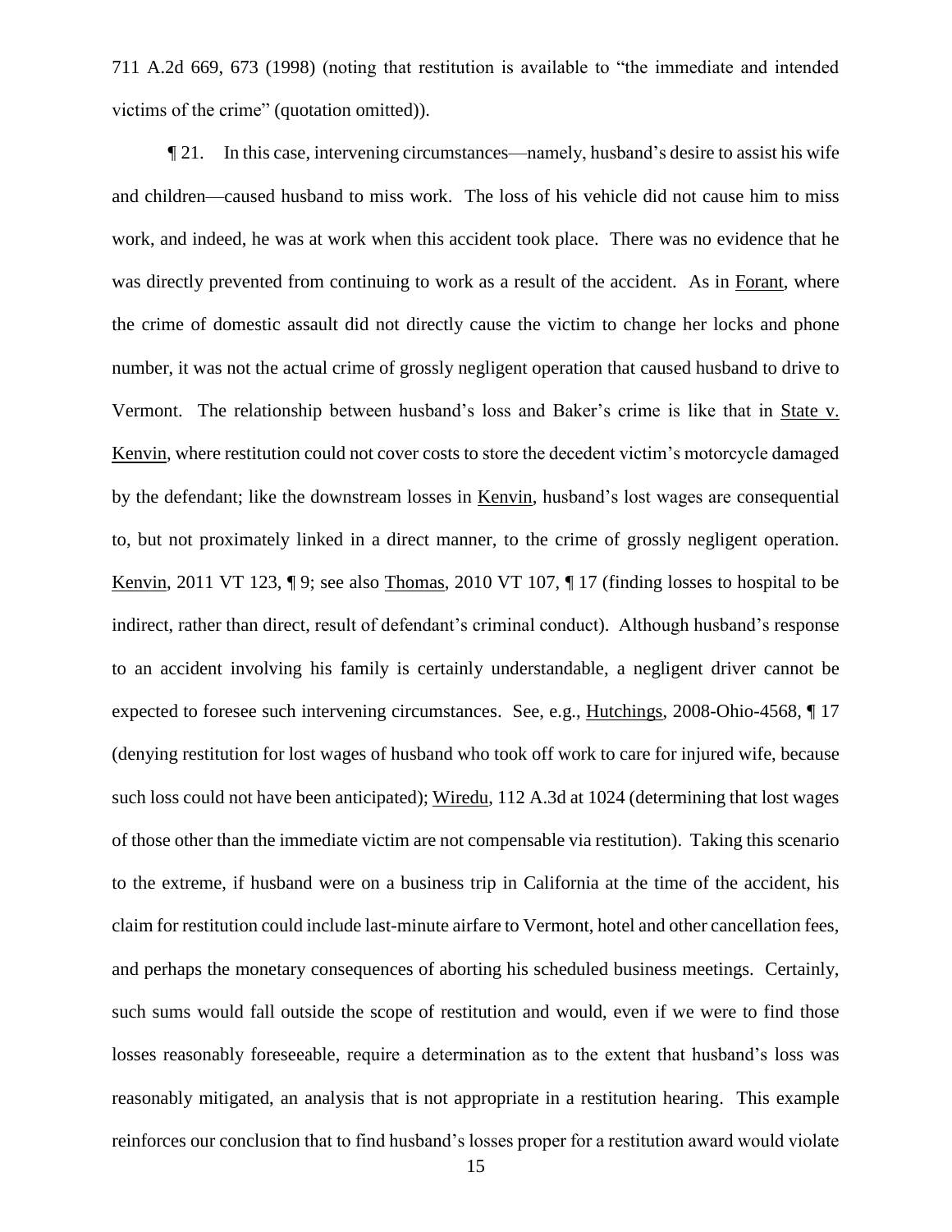711 A.2d 669, 673 (1998) (noting that restitution is available to "the immediate and intended victims of the crime" (quotation omitted)).

¶ 21. In this case, intervening circumstances—namely, husband's desire to assist his wife and children—caused husband to miss work. The loss of his vehicle did not cause him to miss work, and indeed, he was at work when this accident took place. There was no evidence that he was directly prevented from continuing to work as a result of the accident. As in Forant, where the crime of domestic assault did not directly cause the victim to change her locks and phone number, it was not the actual crime of grossly negligent operation that caused husband to drive to Vermont. The relationship between husband's loss and Baker's crime is like that in State v. Kenvin, where restitution could not cover costs to store the decedent victim's motorcycle damaged by the defendant; like the downstream losses in Kenvin, husband's lost wages are consequential to, but not proximately linked in a direct manner, to the crime of grossly negligent operation. Kenvin, 2011 VT 123, ¶ 9; see also Thomas, 2010 VT 107, ¶ 17 (finding losses to hospital to be indirect, rather than direct, result of defendant's criminal conduct). Although husband's response to an accident involving his family is certainly understandable, a negligent driver cannot be expected to foresee such intervening circumstances. See, e.g., Hutchings, 2008-Ohio-4568, ¶ 17 (denying restitution for lost wages of husband who took off work to care for injured wife, because such loss could not have been anticipated); Wiredu, 112 A.3d at 1024 (determining that lost wages of those other than the immediate victim are not compensable via restitution). Taking this scenario to the extreme, if husband were on a business trip in California at the time of the accident, his claim for restitution could include last-minute airfare to Vermont, hotel and other cancellation fees, and perhaps the monetary consequences of aborting his scheduled business meetings. Certainly, such sums would fall outside the scope of restitution and would, even if we were to find those losses reasonably foreseeable, require a determination as to the extent that husband's loss was reasonably mitigated, an analysis that is not appropriate in a restitution hearing. This example reinforces our conclusion that to find husband's losses proper for a restitution award would violate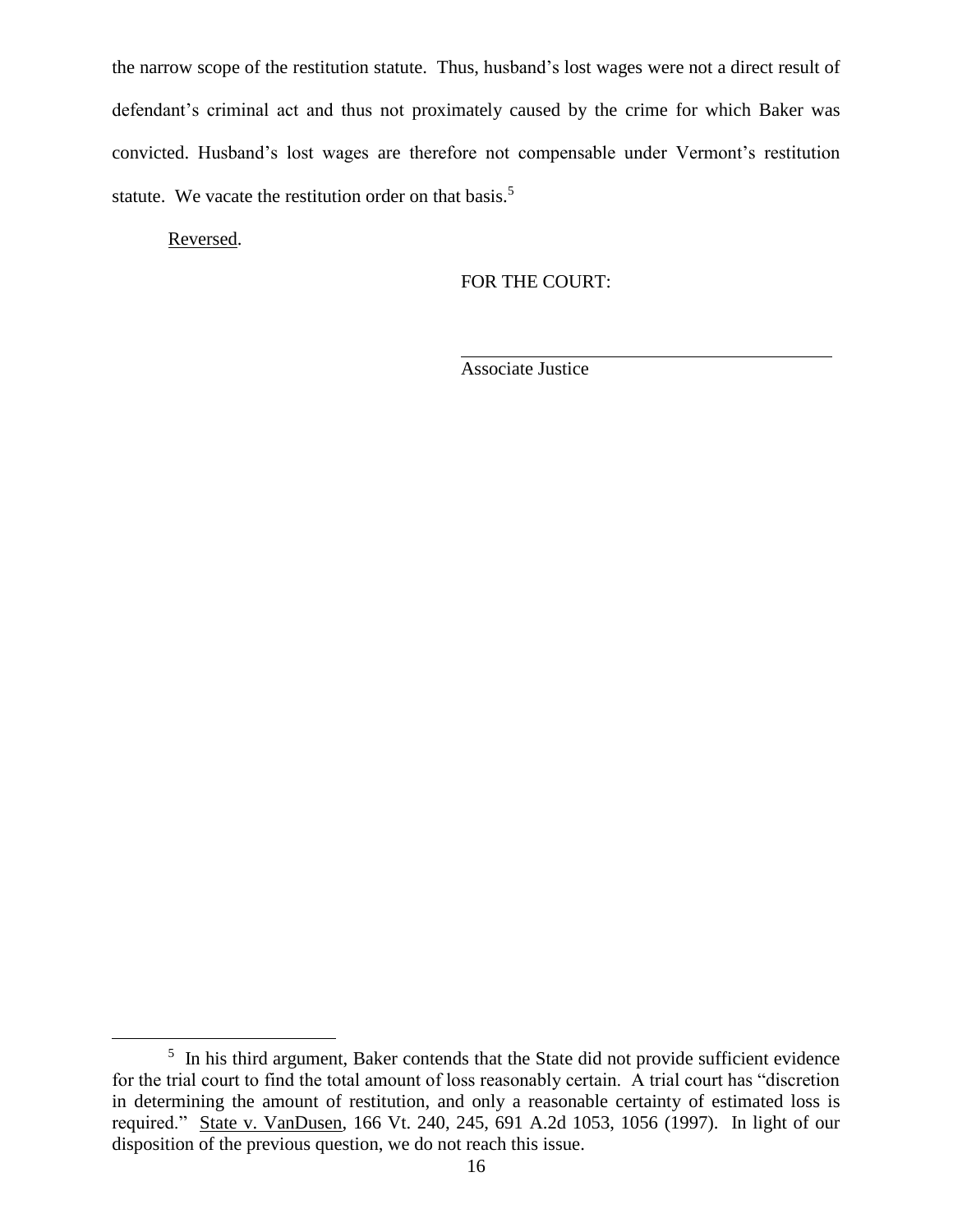the narrow scope of the restitution statute. Thus, husband's lost wages were not a direct result of defendant's criminal act and thus not proximately caused by the crime for which Baker was convicted. Husband's lost wages are therefore not compensable under Vermont's restitution statute. We vacate the restitution order on that basis.[5]

Reversed.

FOR THE COURT:

\_\_\_\_\_\_\_\_\_\_\_\_\_\_\_\_\_\_\_\_\_\_\_\_\_\_\_\_\_\_\_\_\_\_\_\_\_\_\_\_

Associate Justice

---

[5] In his third argument, Baker contends that the State did not provide sufficient evidence for the trial court to find the total amount of loss reasonably certain. A trial court has "discretion in determining the amount of restitution, and only a reasonable certainty of estimated loss is required." State v. VanDusen, 166 Vt. 240, 245, 691 A.2d 1053, 1056 (1997). In light of our disposition of the previous question, we do not reach this issue.